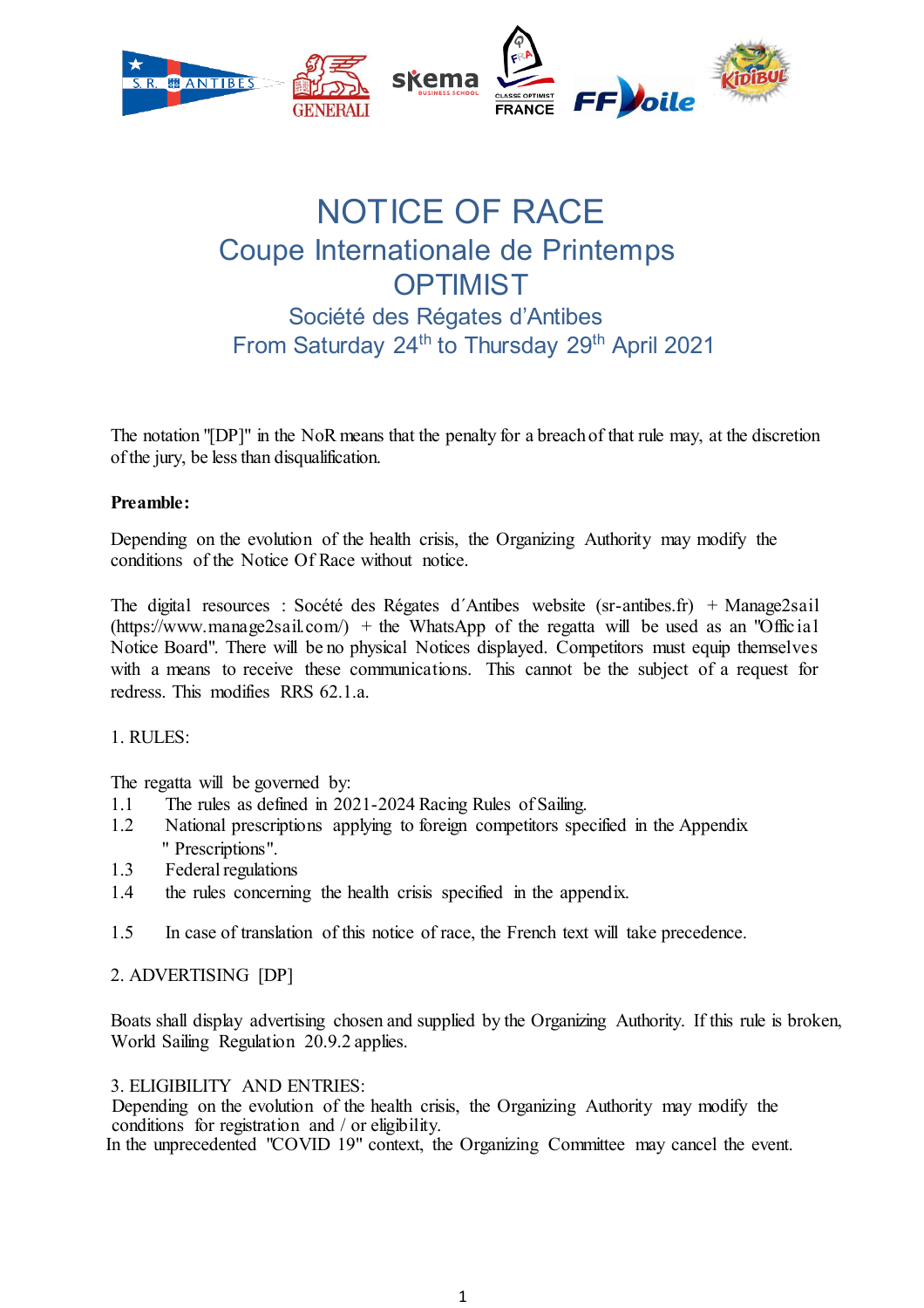# NOTICE OF RACE

## Coupe Internationale de Printemps OPTIMIST

### Société des Régates d'Antibes

### From Saturday 24th to Thursday 29th April 2021

The notation "[DP]" in the NoR means that the penalty for a breach of that rule may, at the discretion of the jury, be less than disqualification.

**Preamble:**

Depending on the evolution of the health crisis, the Organizing Authority may modify the conditions of the Notice Of Race without notice.

The digital resources : Socété des Régates d´Antibes website (sr-antibes.fr) + Manage2sail (https://www.manage2sail.com/) + the WhatsApp of the regatta will be used as an "Official Notice Board". There will be no physical Notices displayed. Competitors must equip themselves with a means to receive these communications. This cannot be the subject of a request for redress. This modifies RRS 62.1.a.

1. RULES:

The regatta will be governed by:

1.1 The rules as defined in 2021-2024 Racing Rules of Sailing.

1.2 National prescriptions applying to foreign competitors specified in the Appendix " Prescriptions".

1.3 Federal regulations

1.4 the rules concerning the health crisis specified in the appendix.

1.5 In case of translation of this notice of race, the French text will take precedence.

2. ADVERTISING [DP]

Boats shall display advertising chosen and supplied by the Organizing Authority. If this rule is broken, World Sailing Regulation 20.9.2 applies.

3. ELIGIBILITY AND ENTRIES:

Depending on the evolution of the health crisis, the Organizing Authority may modify the conditions for registration and / or eligibility.

In the unprecedented "COVID 19" context, the Organizing Committee may cancel the event.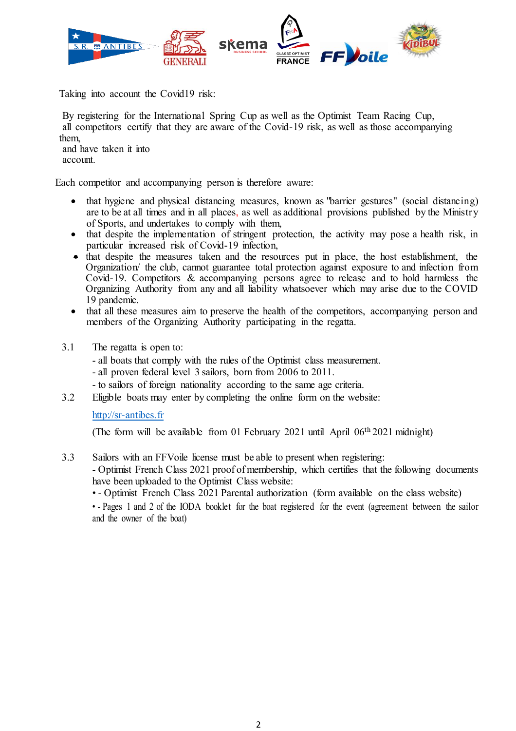Taking into account the Covid19 risk:

By registering for the International Spring Cup as well as the Optimist Team Racing Cup, all competitors certify that they are aware of the Covid-19 risk, as well as those accompanying them, and have taken it into account.

Each competitor and accompanying person is therefore aware:

- that hygiene and physical distancing measures, known as "barrier gestures" (social distancing) are to be at all times and in all places, as well as additional provisions published by the Ministry of Sports, and undertakes to comply with them,
- that despite the implementation of stringent protection, the activity may pose a health risk, in particular increased risk of Covid-19 infection,
- that despite the measures taken and the resources put in place, the host establishment, the Organization/ the club, cannot guarantee total protection against exposure to and infection from Covid-19. Competitors & accompanying persons agree to release and to hold harmless the Organizing Authority from any and all liability whatsoever which may arise due to the COVID 19 pandemic.
- that all these measures aim to preserve the health of the competitors, accompanying person and members of the Organizing Authority participating in the regatta.

3.1 The regatta is open to:
- all boats that comply with the rules of the Optimist class measurement.
- all proven federal level 3 sailors, born from 2006 to 2011.
- to sailors of foreign nationality according to the same age criteria.

3.2 Eligible boats may enter by completing the online form on the website:

[http://sr-antibes.fr](http://sr-antibes.fr)

(The form will be available from 01 February 2021 until April 06th 2021 midnight)

3.3 Sailors with an FFVoile license must be able to present when registering:
- Optimist French Class 2021 proof of membership, which certifies that the following documents have been uploaded to the Optimist Class website:
- • - Optimist French Class 2021 Parental authorization (form available on the class website)
- • - Pages 1 and 2 of the IODA booklet for the boat registered for the event (agreement between the sailor and the owner of the boat)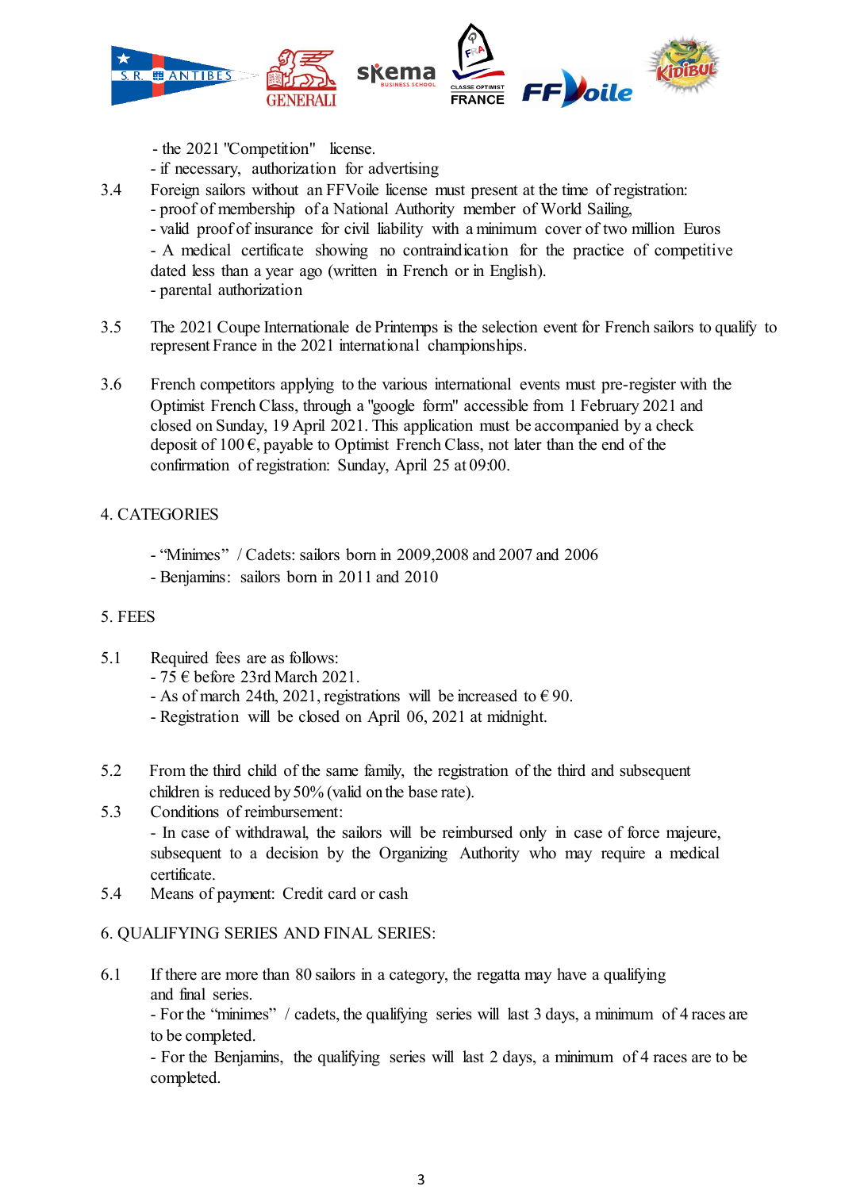- the 2021 "Competition" license.
- if necessary, authorization for advertising

3.4 Foreign sailors without an FFVoile license must present at the time of registration:
- proof of membership of a National Authority member of World Sailing,
- valid proof of insurance for civil liability with a minimum cover of two million Euros
- A medical certificate showing no contraindication for the practice of competitive dated less than a year ago (written in French or in English).
- parental authorization

3.5 The 2021 Coupe Internationale de Printemps is the selection event for French sailors to qualify to represent France in the 2021 international championships.

3.6 French competitors applying to the various international events must pre-register with the Optimist French Class, through a "google form" accessible from 1 February 2021 and closed on Sunday, 19 April 2021. This application must be accompanied by a check deposit of 100 €, payable to Optimist French Class, not later than the end of the confirmation of registration: Sunday, April 25 at 09:00.

## 4. CATEGORIES

- "Minimes" / Cadets: sailors born in 2009,2008 and 2007 and 2006
- Benjamins: sailors born in 2011 and 2010

## 5. FEES

5.1 Required fees are as follows:
- 75 € before 23rd March 2021.
- As of march 24th, 2021, registrations will be increased to € 90.
- Registration will be closed on April 06, 2021 at midnight.

5.2 From the third child of the same family, the registration of the third and subsequent children is reduced by 50% (valid on the base rate).

5.3 Conditions of reimbursement:
- In case of withdrawal, the sailors will be reimbursed only in case of force majeure, subsequent to a decision by the Organizing Authority who may require a medical certificate.

5.4 Means of payment: Credit card or cash

## 6. QUALIFYING SERIES AND FINAL SERIES:

6.1 If there are more than 80 sailors in a category, the regatta may have a qualifying and final series.
- For the "minimes" / cadets, the qualifying series will last 3 days, a minimum of 4 races are to be completed.
- For the Benjamins, the qualifying series will last 2 days, a minimum of 4 races are to be completed.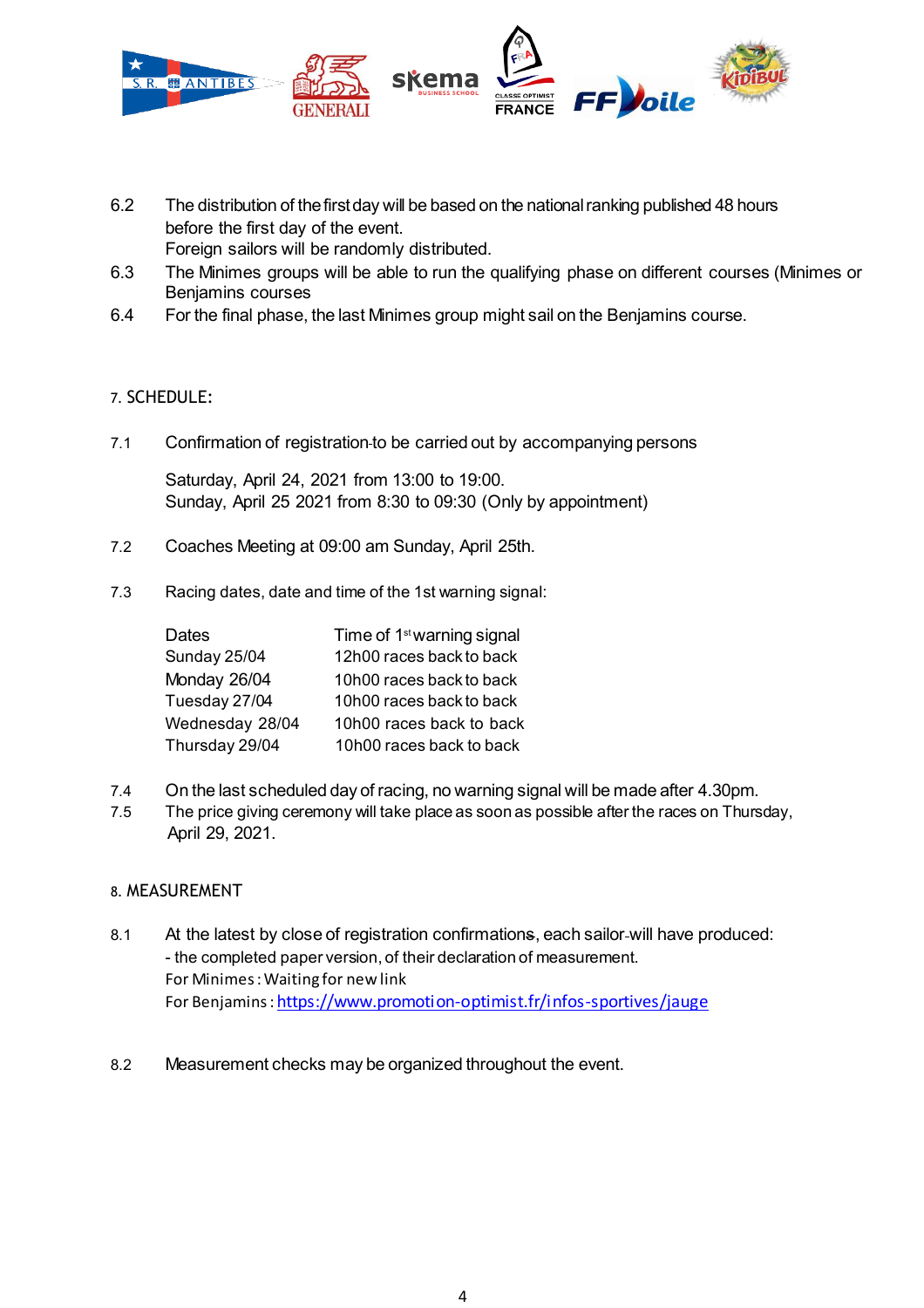6.2 The distribution of the first day will be based on the national ranking published 48 hours before the first day of the event.
Foreign sailors will be randomly distributed.

6.3 The Minimes groups will be able to run the qualifying phase on different courses (Minimes or Benjamins courses

6.4 For the final phase, the last Minimes group might sail on the Benjamins course.

## 7. SCHEDULE:

7.1 Confirmation of registration to be carried out by accompanying persons

Saturday, April 24, 2021 from 13:00 to 19:00.
Sunday, April 25 2021 from 8:30 to 09:30 (Only by appointment)

7.2 Coaches Meeting at 09:00 am Sunday, April 25th.

7.3 Racing dates, date and time of the 1st warning signal:

| Dates | Time of 1st warning signal |
|---|---|
| Sunday 25/04 | 12h00 races back to back |
| Monday 26/04 | 10h00 races back to back |
| Tuesday 27/04 | 10h00 races back to back |
| Wednesday 28/04 | 10h00 races back to back |
| Thursday 29/04 | 10h00 races back to back |

7.4 On the last scheduled day of racing, no warning signal will be made after 4.30pm.

7.5 The price giving ceremony will take place as soon as possible after the races on Thursday, April 29, 2021.

## 8. MEASUREMENT

8.1 At the latest by close of registration confirmations, each sailor will have produced:
- the completed paper version, of their declaration of measurement.
For Minimes : Waiting for new link
For Benjamins : https://www.promotion-optimist.fr/infos-sportives/jauge

8.2 Measurement checks may be organized throughout the event.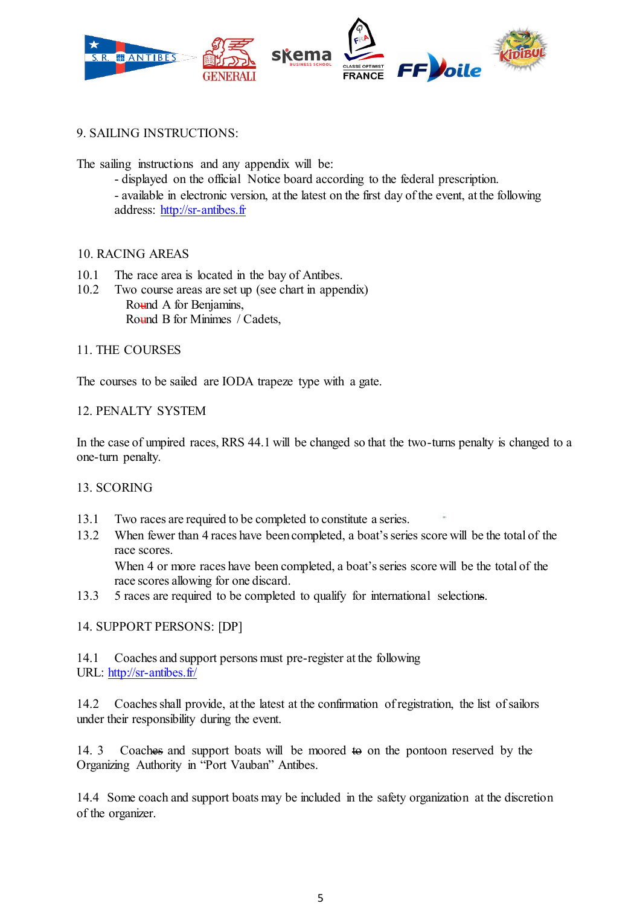## 9. SAILING INSTRUCTIONS:

The sailing instructions and any appendix will be:

- displayed on the official Notice board according to the federal prescription.
- available in electronic version, at the latest on the first day of the event, at the following address: http://sr-antibes.fr

## 10. RACING AREAS

10.1 The race area is located in the bay of Antibes.

10.2 Two course areas are set up (see chart in appendix)

Round A for Benjamins,

Round B for Minimes / Cadets,

## 11. THE COURSES

The courses to be sailed are IODA trapeze type with a gate.

## 12. PENALTY SYSTEM

In the case of umpired races, RRS 44.1 will be changed so that the two-turns penalty is changed to a one-turn penalty.

## 13. SCORING

13.1 Two races are required to be completed to constitute a series.

13.2 When fewer than 4 races have been completed, a boat's series score will be the total of the race scores.

When 4 or more races have been completed, a boat's series score will be the total of the race scores allowing for one discard.

13.3 5 races are required to be completed to qualify for international selections.

## 14. SUPPORT PERSONS: [DP]

14.1 Coaches and support persons must pre-register at the following URL: http://sr-antibes.fr/

14.2 Coaches shall provide, at the latest at the confirmation of registration, the list of sailors under their responsibility during the event.

14.3 Coaches and support boats will be moored to on the pontoon reserved by the Organizing Authority in "Port Vauban" Antibes.

14.4 Some coach and support boats may be included in the safety organization at the discretion of the organizer.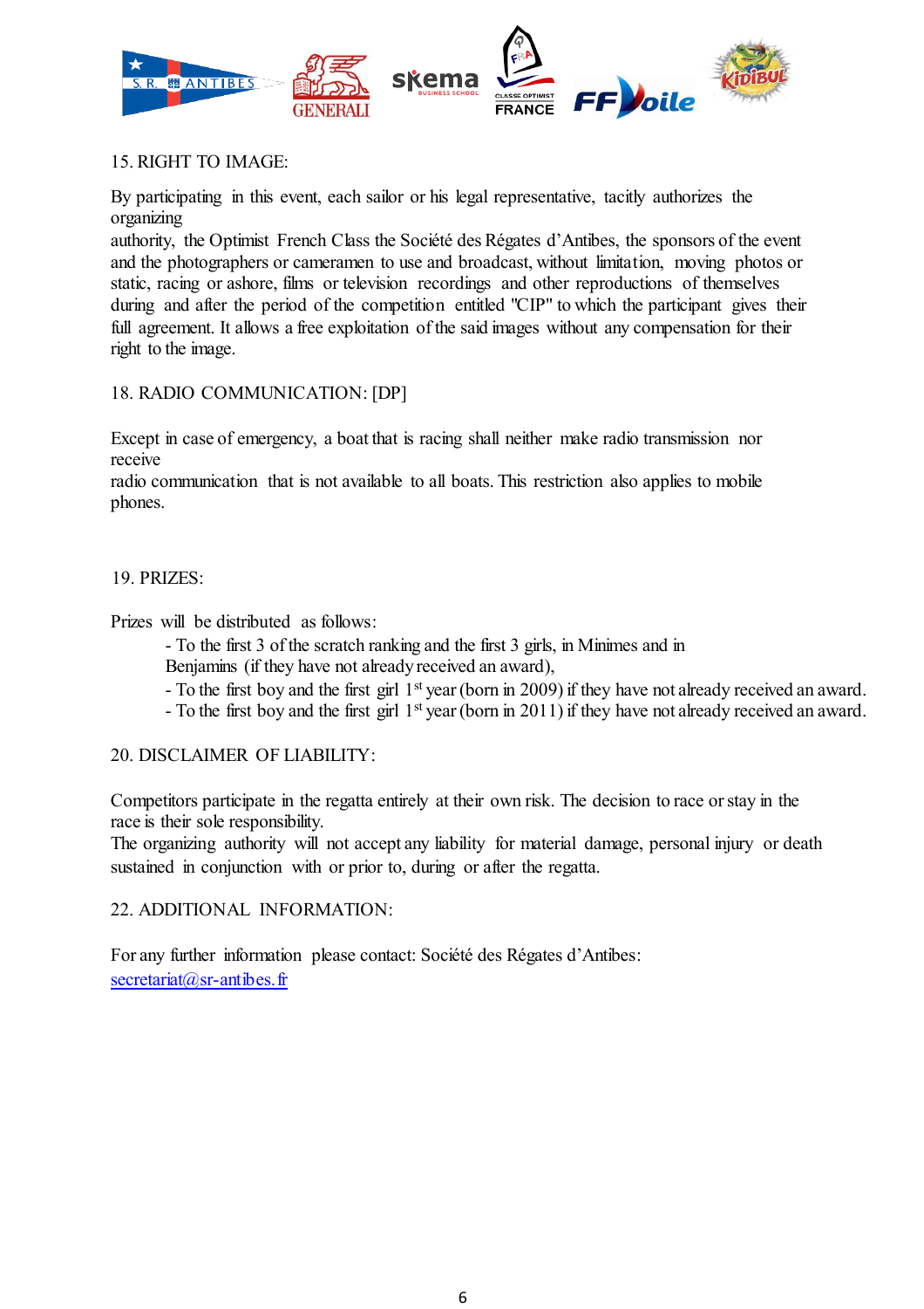## 15. RIGHT TO IMAGE:

By participating in this event, each sailor or his legal representative, tacitly authorizes the organizing authority, the Optimist French Class the Société des Régates d'Antibes, the sponsors of the event and the photographers or cameramen to use and broadcast, without limitation, moving photos or static, racing or ashore, films or television recordings and other reproductions of themselves during and after the period of the competition entitled "CIP" to which the participant gives their full agreement. It allows a free exploitation of the said images without any compensation for their right to the image.

## 18. RADIO COMMUNICATION: [DP]

Except in case of emergency, a boat that is racing shall neither make radio transmission nor receive radio communication that is not available to all boats. This restriction also applies to mobile phones.

## 19. PRIZES:

Prizes will be distributed as follows:

- To the first 3 of the scratch ranking and the first 3 girls, in Minimes and in Benjamins (if they have not already received an award),
- To the first boy and the first girl 1st year (born in 2009) if they have not already received an award.
- To the first boy and the first girl 1st year (born in 2011) if they have not already received an award.

## 20. DISCLAIMER OF LIABILITY:

Competitors participate in the regatta entirely at their own risk. The decision to race or stay in the race is their sole responsibility.
The organizing authority will not accept any liability for material damage, personal injury or death sustained in conjunction with or prior to, during or after the regatta.

## 22. ADDITIONAL INFORMATION:

For any further information please contact: Société des Régates d'Antibes:
secretariat@sr-antibes.fr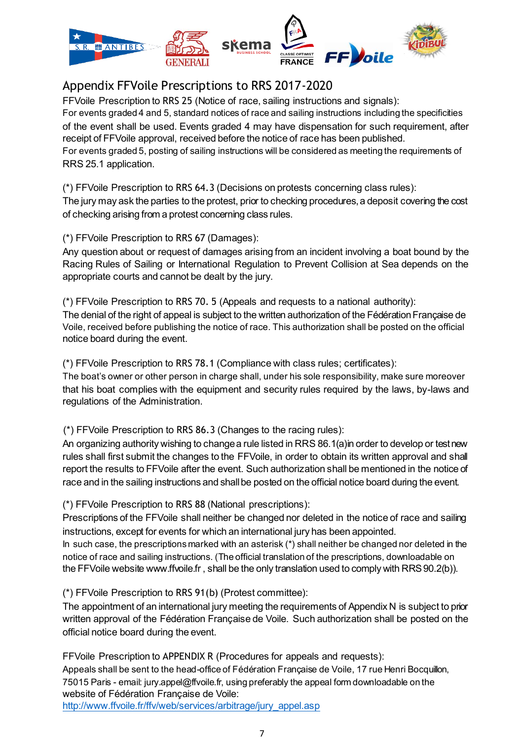## Appendix FFVoile Prescriptions to RRS 2017-2020

FFVoile Prescription to RRS 25 (Notice of race, sailing instructions and signals):
For events graded 4 and 5, standard notices of race and sailing instructions including the specificities of the event shall be used. Events graded 4 may have dispensation for such requirement, after receipt of FFVoile approval, received before the notice of race has been published.
For events graded 5, posting of sailing instructions will be considered as meeting the requirements of RRS 25.1 application.

(*) FFVoile Prescription to RRS 64.3 (Decisions on protests concerning class rules):
The jury may ask the parties to the protest, prior to checking procedures, a deposit covering the cost of checking arising from a protest concerning class rules.

(*) FFVoile Prescription to RRS 67 (Damages):
Any question about or request of damages arising from an incident involving a boat bound by the Racing Rules of Sailing or International Regulation to Prevent Collision at Sea depends on the appropriate courts and cannot be dealt by the jury.

(*) FFVoile Prescription to RRS 70. 5 (Appeals and requests to a national authority):
The denial of the right of appeal is subject to the written authorization of the Fédération Française de Voile, received before publishing the notice of race. This authorization shall be posted on the official notice board during the event.

(*) FFVoile Prescription to RRS 78.1 (Compliance with class rules; certificates):
The boat's owner or other person in charge shall, under his sole responsibility, make sure moreover that his boat complies with the equipment and security rules required by the laws, by-laws and regulations of the Administration.

(*) FFVoile Prescription to RRS 86.3 (Changes to the racing rules):
An organizing authority wishing to change a rule listed in RRS 86.1(a)in order to develop or test new rules shall first submit the changes to the FFVoile, in order to obtain its written approval and shall report the results to FFVoile after the event. Such authorization shall be mentioned in the notice of race and in the sailing instructions and shall be posted on the official notice board during the event.

(*) FFVoile Prescription to RRS 88 (National prescriptions):
Prescriptions of the FFVoile shall neither be changed nor deleted in the notice of race and sailing instructions, except for events for which an international jury has been appointed.
In such case, the prescriptions marked with an asterisk (*) shall neither be changed nor deleted in the notice of race and sailing instructions. (The official translation of the prescriptions, downloadable on the FFVoile website www.ffvoile.fr , shall be the only translation used to comply with RRS 90.2(b)).

(*) FFVoile Prescription to RRS 91(b) (Protest committee):
The appointment of an international jury meeting the requirements of Appendix N is subject to prior written approval of the Fédération Française de Voile. Such authorization shall be posted on the official notice board during the event.

FFVoile Prescription to APPENDIX R (Procedures for appeals and requests):
Appeals shall be sent to the head-office of Fédération Française de Voile, 17 rue Henri Bocquillon, 75015 Paris - email: jury.appel@ffvoile.fr, using preferably the appeal form downloadable on the website of Fédération Française de Voile:
http://www.ffvoile.fr/ffv/web/services/arbitrage/jury_appel.asp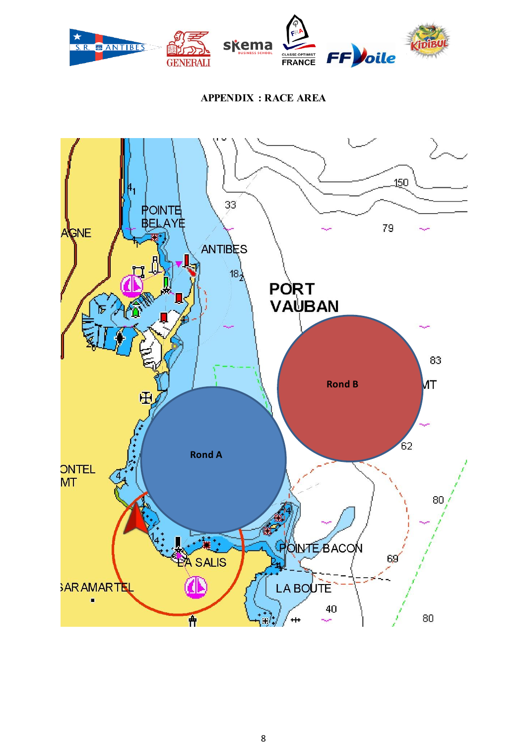## APPENDIX : RACE AREA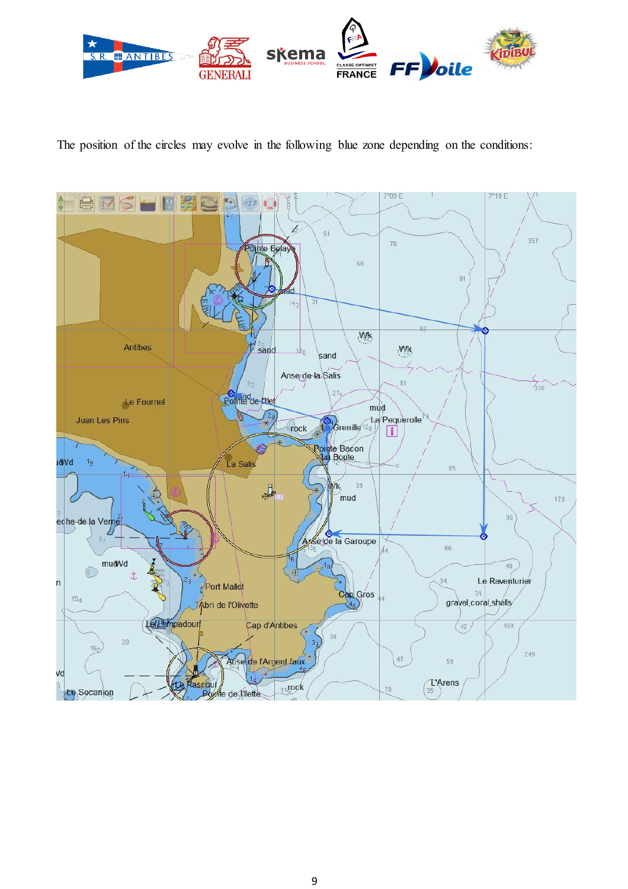The position of the circles may evolve in the following blue zone depending on the conditions:

7°09 E
7°10 E
Pointe Belaye
Antibes
sand
Anse de la Salis
Le Fournel
Juan Les Pins
Pointe de l'Ilet
rock
Grenille
La Pequerolle
mud
Pointe Bacon
La Boule
La Salis
mud
eche de la Verne
Anse de la Garoupe
Port Mallet
Abri de l'Olivette
Cap Gros
Le Raventurier
gravel,coral,shells
Cap d'Antibes
Anse de l'Argent faux
Le Rascou
Pointe de l'Ilette
Le Secanion
L'Arens
rock
Wk